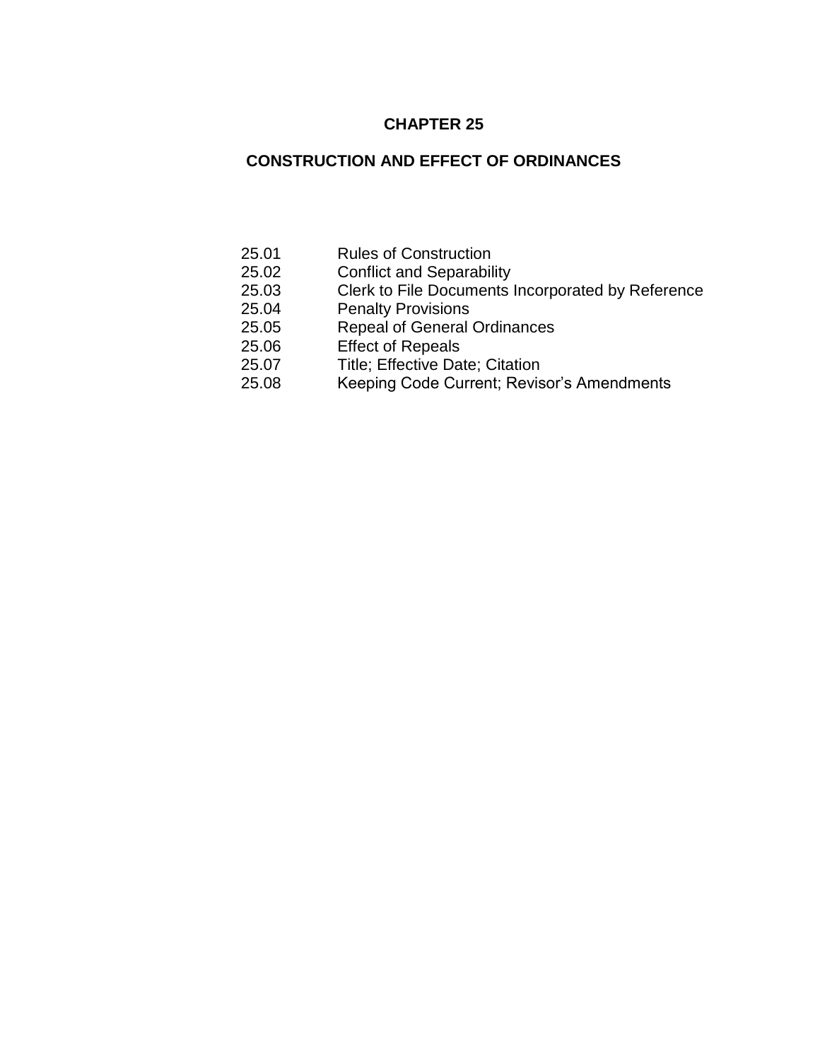# CHAPTER 25

# CONSTRUCTION AND EFFECT OF ORDINANCES

| | |
|---|---|
| 25.01 | Rules of Construction |
| 25.02 | Conflict and Separability |
| 25.03 | Clerk to File Documents Incorporated by Reference |
| 25.04 | Penalty Provisions |
| 25.05 | Repeal of General Ordinances |
| 25.06 | Effect of Repeals |
| 25.07 | Title; Effective Date; Citation |
| 25.08 | Keeping Code Current; Revisor's Amendments |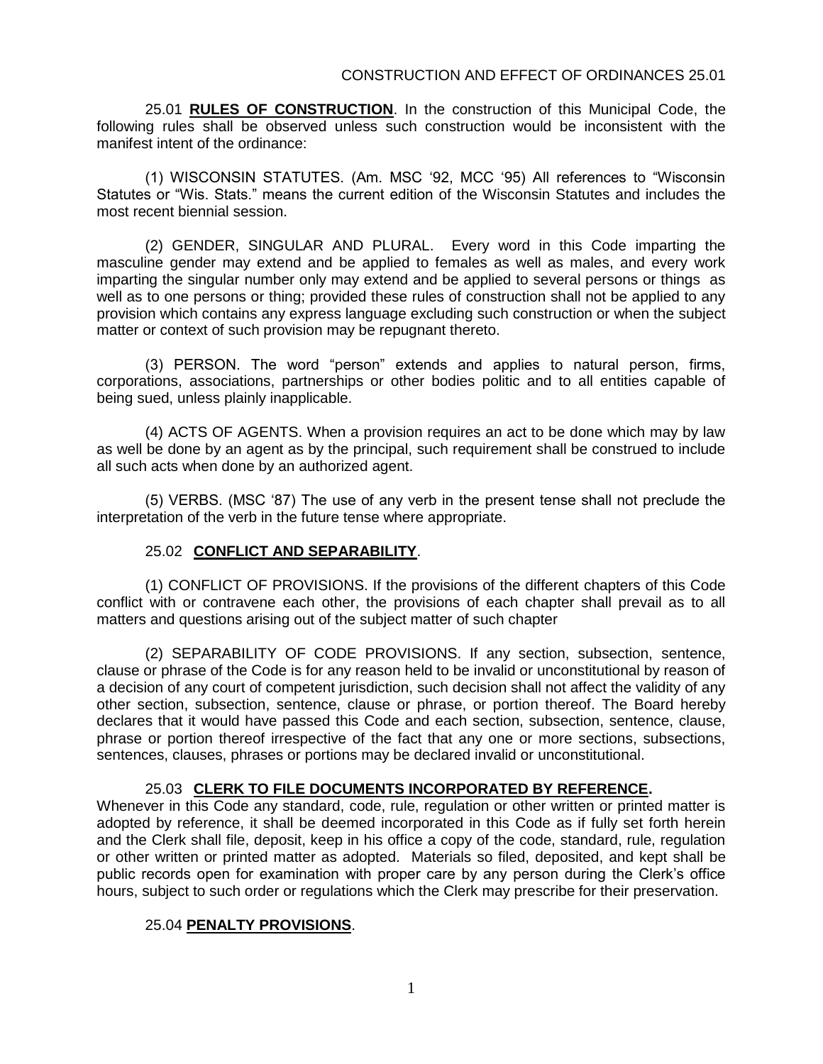25.01 **RULES OF CONSTRUCTION**. In the construction of this Municipal Code, the following rules shall be observed unless such construction would be inconsistent with the manifest intent of the ordinance:

(1) WISCONSIN STATUTES. (Am. MSC '92, MCC '95) All references to "Wisconsin Statutes or "Wis. Stats." means the current edition of the Wisconsin Statutes and includes the most recent biennial session.

(2) GENDER, SINGULAR AND PLURAL. Every word in this Code imparting the masculine gender may extend and be applied to females as well as males, and every work imparting the singular number only may extend and be applied to several persons or things as well as to one persons or thing; provided these rules of construction shall not be applied to any provision which contains any express language excluding such construction or when the subject matter or context of such provision may be repugnant thereto.

(3) PERSON. The word "person" extends and applies to natural person, firms, corporations, associations, partnerships or other bodies politic and to all entities capable of being sued, unless plainly inapplicable.

(4) ACTS OF AGENTS. When a provision requires an act to be done which may by law as well be done by an agent as by the principal, such requirement shall be construed to include all such acts when done by an authorized agent.

(5) VERBS. (MSC '87) The use of any verb in the present tense shall not preclude the interpretation of the verb in the future tense where appropriate.

25.02 **CONFLICT AND SEPARABILITY**.

(1) CONFLICT OF PROVISIONS. If the provisions of the different chapters of this Code conflict with or contravene each other, the provisions of each chapter shall prevail as to all matters and questions arising out of the subject matter of such chapter

(2) SEPARABILITY OF CODE PROVISIONS. If any section, subsection, sentence, clause or phrase of the Code is for any reason held to be invalid or unconstitutional by reason of a decision of any court of competent jurisdiction, such decision shall not affect the validity of any other section, subsection, sentence, clause or phrase, or portion thereof. The Board hereby declares that it would have passed this Code and each section, subsection, sentence, clause, phrase or portion thereof irrespective of the fact that any one or more sections, subsections, sentences, clauses, phrases or portions may be declared invalid or unconstitutional.

25.03 **CLERK TO FILE DOCUMENTS INCORPORATED BY REFERENCE.** Whenever in this Code any standard, code, rule, regulation or other written or printed matter is adopted by reference, it shall be deemed incorporated in this Code as if fully set forth herein and the Clerk shall file, deposit, keep in his office a copy of the code, standard, rule, regulation or other written or printed matter as adopted. Materials so filed, deposited, and kept shall be public records open for examination with proper care by any person during the Clerk's office hours, subject to such order or regulations which the Clerk may prescribe for their preservation.

25.04 **PENALTY PROVISIONS**.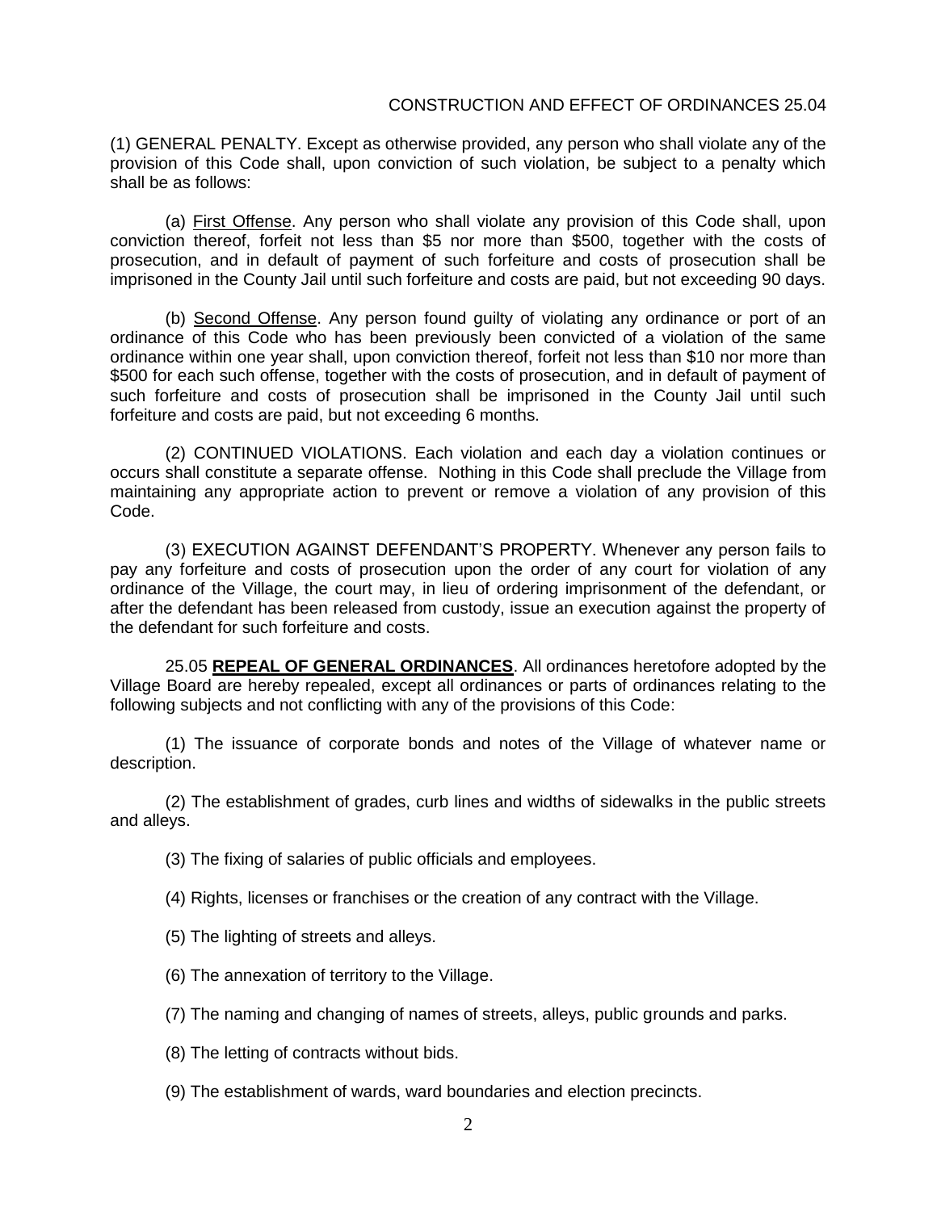(1) GENERAL PENALTY. Except as otherwise provided, any person who shall violate any of the provision of this Code shall, upon conviction of such violation, be subject to a penalty which shall be as follows:

(a) First Offense. Any person who shall violate any provision of this Code shall, upon conviction thereof, forfeit not less than $5 nor more than $500, together with the costs of prosecution, and in default of payment of such forfeiture and costs of prosecution shall be imprisoned in the County Jail until such forfeiture and costs are paid, but not exceeding 90 days.

(b) Second Offense. Any person found guilty of violating any ordinance or port of an ordinance of this Code who has been previously been convicted of a violation of the same ordinance within one year shall, upon conviction thereof, forfeit not less than $10 nor more than $500 for each such offense, together with the costs of prosecution, and in default of payment of such forfeiture and costs of prosecution shall be imprisoned in the County Jail until such forfeiture and costs are paid, but not exceeding 6 months.

(2) CONTINUED VIOLATIONS. Each violation and each day a violation continues or occurs shall constitute a separate offense. Nothing in this Code shall preclude the Village from maintaining any appropriate action to prevent or remove a violation of any provision of this Code.

(3) EXECUTION AGAINST DEFENDANT'S PROPERTY. Whenever any person fails to pay any forfeiture and costs of prosecution upon the order of any court for violation of any ordinance of the Village, the court may, in lieu of ordering imprisonment of the defendant, or after the defendant has been released from custody, issue an execution against the property of the defendant for such forfeiture and costs.

25.05 **REPEAL OF GENERAL ORDINANCES**. All ordinances heretofore adopted by the Village Board are hereby repealed, except all ordinances or parts of ordinances relating to the following subjects and not conflicting with any of the provisions of this Code:

(1) The issuance of corporate bonds and notes of the Village of whatever name or description.

(2) The establishment of grades, curb lines and widths of sidewalks in the public streets and alleys.

(3) The fixing of salaries of public officials and employees.

(4) Rights, licenses or franchises or the creation of any contract with the Village.

(5) The lighting of streets and alleys.

(6) The annexation of territory to the Village.

(7) The naming and changing of names of streets, alleys, public grounds and parks.

(8) The letting of contracts without bids.

(9) The establishment of wards, ward boundaries and election precincts.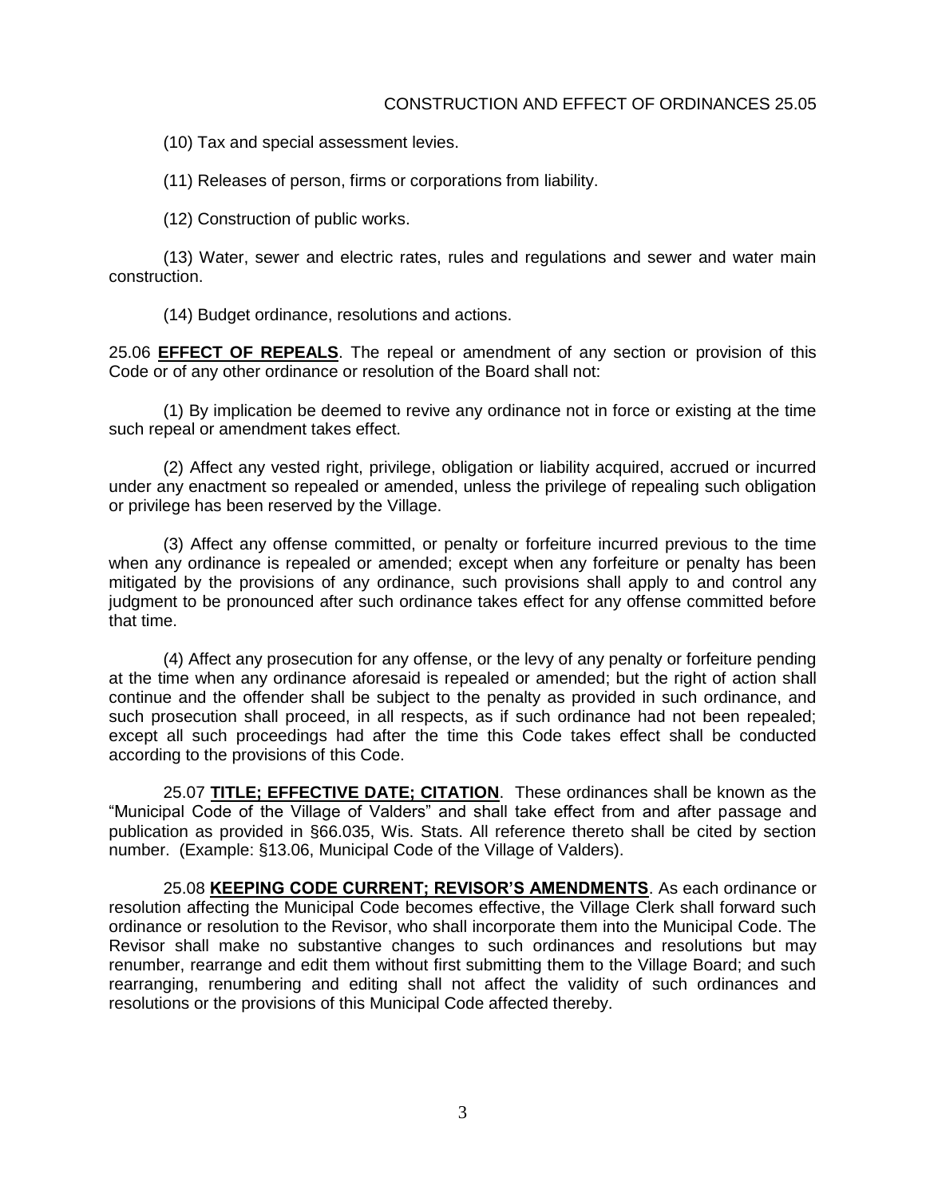(10) Tax and special assessment levies.

(11) Releases of person, firms or corporations from liability.

(12) Construction of public works.

(13) Water, sewer and electric rates, rules and regulations and sewer and water main construction.

(14) Budget ordinance, resolutions and actions.

25.06 **EFFECT OF REPEALS**. The repeal or amendment of any section or provision of this Code or of any other ordinance or resolution of the Board shall not:

(1) By implication be deemed to revive any ordinance not in force or existing at the time such repeal or amendment takes effect.

(2) Affect any vested right, privilege, obligation or liability acquired, accrued or incurred under any enactment so repealed or amended, unless the privilege of repealing such obligation or privilege has been reserved by the Village.

(3) Affect any offense committed, or penalty or forfeiture incurred previous to the time when any ordinance is repealed or amended; except when any forfeiture or penalty has been mitigated by the provisions of any ordinance, such provisions shall apply to and control any judgment to be pronounced after such ordinance takes effect for any offense committed before that time.

(4) Affect any prosecution for any offense, or the levy of any penalty or forfeiture pending at the time when any ordinance aforesaid is repealed or amended; but the right of action shall continue and the offender shall be subject to the penalty as provided in such ordinance, and such prosecution shall proceed, in all respects, as if such ordinance had not been repealed; except all such proceedings had after the time this Code takes effect shall be conducted according to the provisions of this Code.

25.07 **TITLE; EFFECTIVE DATE; CITATION**. These ordinances shall be known as the "Municipal Code of the Village of Valders" and shall take effect from and after passage and publication as provided in §66.035, Wis. Stats. All reference thereto shall be cited by section number. (Example: §13.06, Municipal Code of the Village of Valders).

25.08 **KEEPING CODE CURRENT; REVISOR'S AMENDMENTS**. As each ordinance or resolution affecting the Municipal Code becomes effective, the Village Clerk shall forward such ordinance or resolution to the Revisor, who shall incorporate them into the Municipal Code. The Revisor shall make no substantive changes to such ordinances and resolutions but may renumber, rearrange and edit them without first submitting them to the Village Board; and such rearranging, renumbering and editing shall not affect the validity of such ordinances and resolutions or the provisions of this Municipal Code affected thereby.